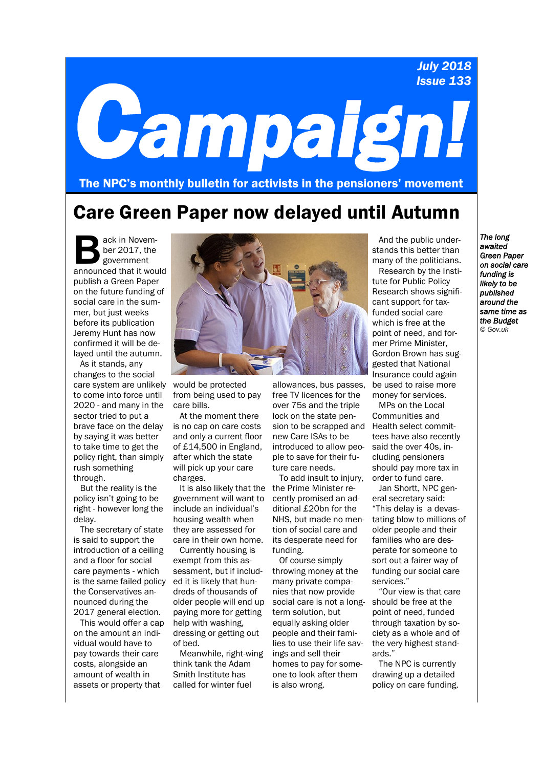July 2018
Issue 133

# Campaign!

**The NPC's monthly bulletin for activists in the pensioners' movement**

## Care Green Paper now delayed until Autumn

Back in November 2017, the government announced that it would publish a Green Paper on the future funding of social care in the summer, but just weeks before its publication Jeremy Hunt has now confirmed it will be delayed until the autumn.

As it stands, any changes to the social care system are unlikely to come into force until 2020 - and many in the sector tried to put a brave face on the delay by saying it was better to take time to get the policy right, than simply rush something through.

But the reality is the policy isn't going to be right - however long the delay.

The secretary of state is said to support the introduction of a ceiling and a floor for social care payments - which is the same failed policy the Conservatives announced during the 2017 general election.

This would offer a cap on the amount an individual would have to pay towards their care costs, alongside an amount of wealth in assets or property that would be protected from being used to pay care bills.

At the moment there is no cap on care costs and only a current floor of £14,500 in England, after which the state will pick up your care charges.

It is also likely that the government will want to include an individual's housing wealth when they are assessed for care in their own home. Currently housing is exempt from this assessment, but if included it is likely that hundreds of thousands of older people will end up paying more for getting help with washing, dressing or getting out of bed.

Meanwhile, right-wing think tank the Adam Smith Institute has called for winter fuel allowances, bus passes, free TV licences for the over 75s and the triple lock on the state pension to be scrapped and new Care ISAs to be introduced to allow people to save for their future care needs.

To add insult to injury, the Prime Minister recently promised an additional £20bn for the NHS, but made no mention of social care and its desperate need for funding.

Of course simply throwing money at the many private companies that now provide social care is not a long-term solution, but equally asking older people and their families to use their life savings and sell their homes to pay for someone to look after them is also wrong.

And the public understands this better than many of the politicians.

Research by the Institute for Public Policy Research shows significant support for tax-funded social care which is free at the point of need, and former Prime Minister, Gordon Brown has suggested that National Insurance could again be used to raise more money for services.

MPs on the Local Communities and Health select committees have also recently said the over 40s, including pensioners should pay more tax in order to fund care.

Jan Shortt, NPC general secretary said: "This delay is a devastating blow to millions of older people and their families who are desperate for someone to sort out a fairer way of funding our social care services."

"Our view is that care should be free at the point of need, funded through taxation by society as a whole and of the very highest standards."

The NPC is currently drawing up a detailed policy on care funding.

***The long awaited Green Paper on social care funding is likely to be published around the same time as the Budget***
*© Gov.uk*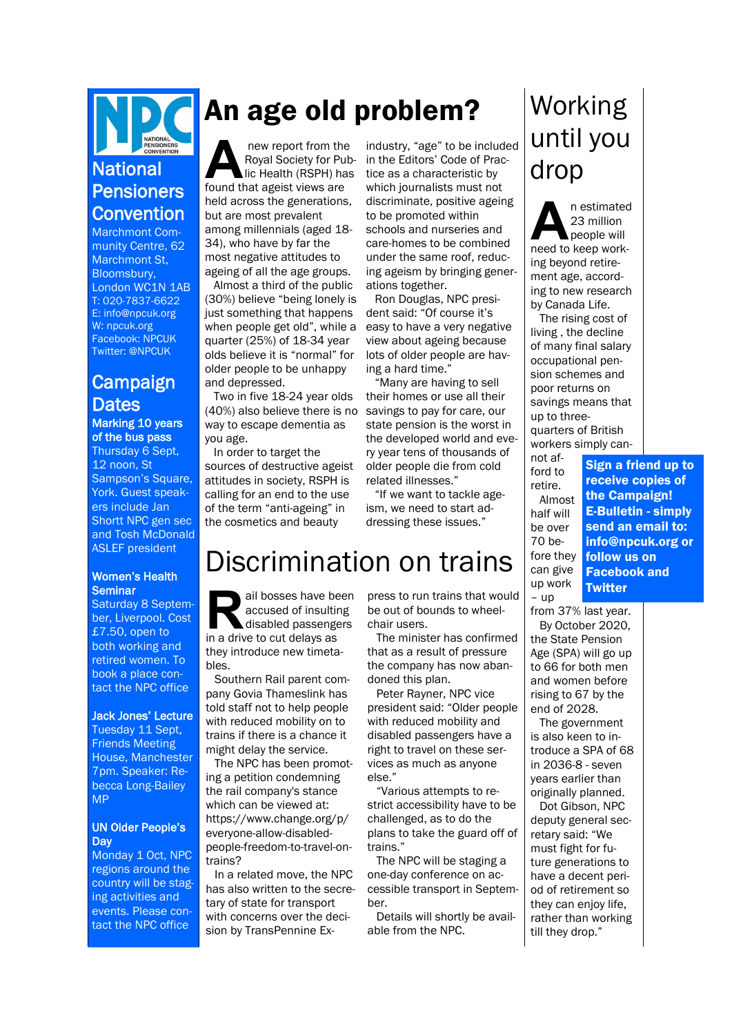# National Pensioners Convention

Marchmont Community Centre, 62 Marchmont St, Bloomsbury, London WC1N 1AB
T: 020-7837-6622
E: info@npcuk.org
W: npcuk.org
Facebook: NPCUK
Twitter: @NPCUK

## Campaign Dates

**Marking 10 years of the bus pass**
Thursday 6 Sept, 12 noon, St Sampson's Square, York. Guest speakers include Jan Shortt NPC gen sec and Tosh McDonald ASLEF president

**Women's Health Seminar**
Saturday 8 September, Liverpool. Cost £7.50, open to both working and retired women. To book a place contact the NPC office

**Jack Jones' Lecture**
Tuesday 11 Sept, Friends Meeting House, Manchester 7pm. Speaker: Rebecca Long-Bailey MP

**UN Older People's Day**
Monday 1 Oct, NPC regions around the country will be staging activities and events. Please contact the NPC office

# An age old problem?

A new report from the Royal Society for Public Health (RSPH) has found that ageist views are held across the generations, but are most prevalent among millennials (aged 18-34), who have by far the most negative attitudes to ageing of all the age groups.

Almost a third of the public (30%) believe "being lonely is just something that happens when people get old", while a quarter (25%) of 18-34 year olds believe it is "normal" for older people to be unhappy and depressed.

Two in five 18-24 year olds (40%) also believe there is no way to escape dementia as you age.

In order to target the sources of destructive ageist attitudes in society, RSPH is calling for an end to the use of the term "anti-ageing" in the cosmetics and beauty industry, "age" to be included in the Editors' Code of Practice as a characteristic by which journalists must not discriminate, positive ageing to be promoted within schools and nurseries and care-homes to be combined under the same roof, reducing ageism by bringing generations together.

Ron Douglas, NPC president said: "Of course it's easy to have a very negative view about ageing because lots of older people are having a hard time."

"Many are having to sell their homes or use all their savings to pay for care, our state pension is the worst in the developed world and every year tens of thousands of older people die from cold related illnesses."

"If we want to tackle ageism, we need to start addressing these issues."

# Discrimination on trains

Rail bosses have been accused of insulting disabled passengers in a drive to cut delays as they introduce new timetables.

Southern Rail parent company Govia Thameslink has told staff not to help people with reduced mobility on to trains if there is a chance it might delay the service.

The NPC has been promoting a petition condemning the rail company's stance which can be viewed at: https://www.change.org/p/everyone-allow-disabled-people-freedom-to-travel-on-trains?

In a related move, the NPC has also written to the secretary of state for transport with concerns over the decision by TransPennine Express to run trains that would be out of bounds to wheelchair users.

The minister has confirmed that as a result of pressure the company has now abandoned this plan.

Peter Rayner, NPC vice president said: "Older people with reduced mobility and disabled passengers have a right to travel on these services as much as anyone else."

"Various attempts to restrict accessibility have to be challenged, as to do the plans to take the guard off of trains."

The NPC will be staging a one-day conference on accessible transport in September.

Details will shortly be available from the NPC.

# Working until you drop

An estimated 23 million people will need to keep working beyond retirement age, according to new research by Canada Life.

The rising cost of living , the decline of many final salary occupational pension schemes and poor returns on savings means that up to three-quarters of British workers simply cannot afford to retire.

Almost half will be over 70 before they can give up work – up from 37% last year.

By October 2020, the State Pension Age (SPA) will go up to 66 for both men and women before rising to 67 by the end of 2028.

The government is also keen to introduce a SPA of 68 in 2036-8 - seven years earlier than originally planned.

Dot Gibson, NPC deputy general secretary said: "We must fight for future generations to have a decent period of retirement so they can enjoy life, rather than working till they drop."

**Sign a friend up to receive copies of the Campaign! E-Bulletin - simply send an email to: info@npcuk.org or follow us on Facebook and Twitter**